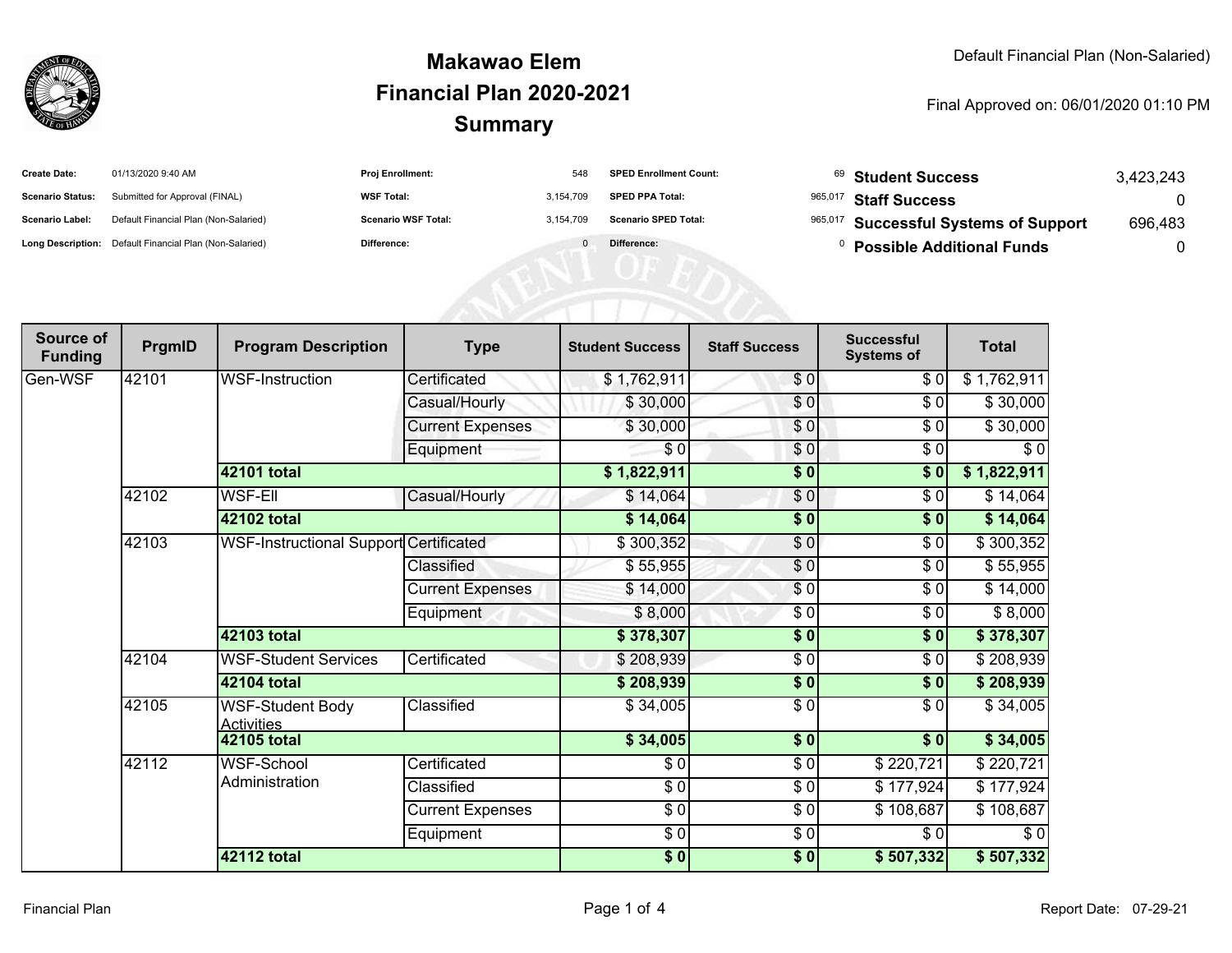# Makawao Elem
## Financial Plan 2020-2021
## Summary

Default Financial Plan (Non-Salaried)

Final Approved on: 06/01/2020 01:10 PM

| | | | | | | | |
|---|---|---|---|---|---|---|---|
| **Create Date:** | 01/13/2020 9:40 AM | **Proj Enrollment:** | 548 | **SPED Enrollment Count:** | 69 | **Student Success** | 3,423,243 |
| **Scenario Status:** | Submitted for Approval (FINAL) | **WSF Total:** | 3,154,709 | **SPED PPA Total:** | 965,017 | **Staff Success** | 0 |
| **Scenario Label:** | Default Financial Plan (Non-Salaried) | **Scenario WSF Total:** | 3,154,709 | **Scenario SPED Total:** | 965,017 | **Successful Systems of Support** | 696,483 |
| **Long Description:** | Default Financial Plan (Non-Salaried) | **Difference:** | 0 | **Difference:** | 0 | **Possible Additional Funds** | 0 |

| Source of Funding | PrgmID | Program Description | Type | Student Success | Staff Success | Successful Systems of | Total |
|---|---|---|---|---|---|---|---|
| Gen-WSF | 42101 | WSF-Instruction | Certificated | $ 1,762,911 | $ 0 | $ 0 | $ 1,762,911 |
| | | | Casual/Hourly | $ 30,000 | $ 0 | $ 0 | $ 30,000 |
| | | | Current Expenses | $ 30,000 | $ 0 | $ 0 | $ 30,000 |
| | | | Equipment | $ 0 | $ 0 | $ 0 | $ 0 |
| | | **42101 total** | | **$ 1,822,911** | **$ 0** | **$ 0** | **$ 1,822,911** |
| | 42102 | WSF-Ell | Casual/Hourly | $ 14,064 | $ 0 | $ 0 | $ 14,064 |
| | | **42102 total** | | **$ 14,064** | **$ 0** | **$ 0** | **$ 14,064** |
| | 42103 | WSF-Instructional Support | Certificated | $ 300,352 | $ 0 | $ 0 | $ 300,352 |
| | | | Classified | $ 55,955 | $ 0 | $ 0 | $ 55,955 |
| | | | Current Expenses | $ 14,000 | $ 0 | $ 0 | $ 14,000 |
| | | | Equipment | $ 8,000 | $ 0 | $ 0 | $ 8,000 |
| | | **42103 total** | | **$ 378,307** | **$ 0** | **$ 0** | **$ 378,307** |
| | 42104 | WSF-Student Services | Certificated | $ 208,939 | $ 0 | $ 0 | $ 208,939 |
| | | **42104 total** | | **$ 208,939** | **$ 0** | **$ 0** | **$ 208,939** |
| | 42105 | WSF-Student Body Activities | Classified | $ 34,005 | $ 0 | $ 0 | $ 34,005 |
| | | **42105 total** | | **$ 34,005** | **$ 0** | **$ 0** | **$ 34,005** |
| | 42112 | WSF-School Administration | Certificated | $ 0 | $ 0 | $ 220,721 | $ 220,721 |
| | | | Classified | $ 0 | $ 0 | $ 177,924 | $ 177,924 |
| | | | Current Expenses | $ 0 | $ 0 | $ 108,687 | $ 108,687 |
| | | | Equipment | $ 0 | $ 0 | $ 0 | $ 0 |
| | | **42112 total** | | **$ 0** | **$ 0** | **$ 507,332** | **$ 507,332** |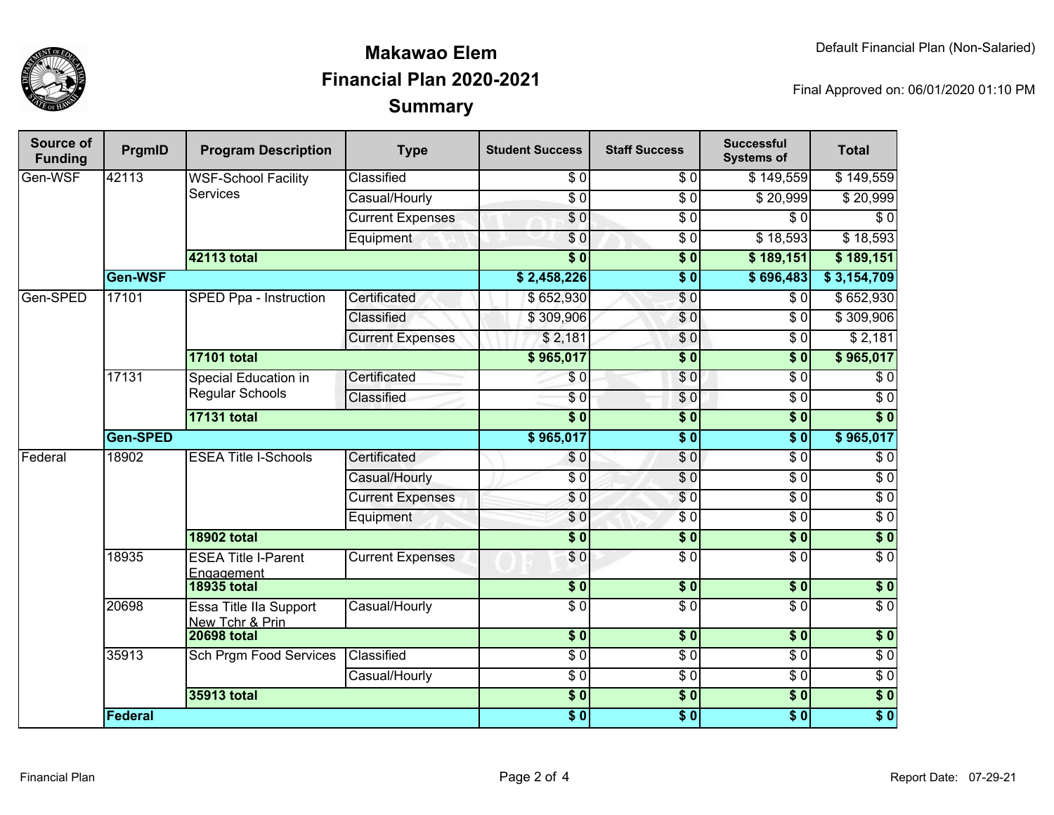# Makawao Elem
# Financial Plan 2020-2021
# Summary

Default Financial Plan (Non-Salaried)

Final Approved on: 06/01/2020 01:10 PM

| Source of Funding | PrgmID | Program Description | Type | Student Success | Staff Success | Successful Systems of | Total |
|---|---|---|---|---|---|---|---|
| Gen-WSF | 42113 | WSF-School Facility Services | Classified | $ 0 | $ 0 | $ 149,559 | $ 149,559 |
| | | | Casual/Hourly | $ 0 | $ 0 | $ 20,999 | $ 20,999 |
| | | | Current Expenses | $ 0 | $ 0 | $ 0 | $ 0 |
| | | | Equipment | $ 0 | $ 0 | $ 18,593 | $ 18,593 |
| | | **42113 total** | | **$ 0** | **$ 0** | **$ 189,151** | **$ 189,151** |
| | **Gen-WSF** | | | **$ 2,458,226** | **$ 0** | **$ 696,483** | **$ 3,154,709** |
| Gen-SPED | 17101 | SPED Ppa - Instruction | Certificated | $ 652,930 | $ 0 | $ 0 | $ 652,930 |
| | | | Classified | $ 309,906 | $ 0 | $ 0 | $ 309,906 |
| | | | Current Expenses | $ 2,181 | $ 0 | $ 0 | $ 2,181 |
| | | **17101 total** | | **$ 965,017** | **$ 0** | **$ 0** | **$ 965,017** |
| | 17131 | Special Education in Regular Schools | Certificated | $ 0 | $ 0 | $ 0 | $ 0 |
| | | | Classified | $ 0 | $ 0 | $ 0 | $ 0 |
| | | **17131 total** | | **$ 0** | **$ 0** | **$ 0** | **$ 0** |
| | **Gen-SPED** | | | **$ 965,017** | **$ 0** | **$ 0** | **$ 965,017** |
| Federal | 18902 | ESEA Title I-Schools | Certificated | $ 0 | $ 0 | $ 0 | $ 0 |
| | | | Casual/Hourly | $ 0 | $ 0 | $ 0 | $ 0 |
| | | | Current Expenses | $ 0 | $ 0 | $ 0 | $ 0 |
| | | | Equipment | $ 0 | $ 0 | $ 0 | $ 0 |
| | | **18902 total** | | **$ 0** | **$ 0** | **$ 0** | **$ 0** |
| | 18935 | ESEA Title I-Parent Engagement | Current Expenses | $ 0 | $ 0 | $ 0 | $ 0 |
| | | **18935 total** | | **$ 0** | **$ 0** | **$ 0** | **$ 0** |
| | 20698 | Essa Title IIa Support New Tchr & Prin | Casual/Hourly | $ 0 | $ 0 | $ 0 | $ 0 |
| | | **20698 total** | | **$ 0** | **$ 0** | **$ 0** | **$ 0** |
| | 35913 | Sch Prgm Food Services | Classified | $ 0 | $ 0 | $ 0 | $ 0 |
| | | | Casual/Hourly | $ 0 | $ 0 | $ 0 | $ 0 |
| | | **35913 total** | | **$ 0** | **$ 0** | **$ 0** | **$ 0** |
| | **Federal** | | | **$ 0** | **$ 0** | **$ 0** | **$ 0** |

Financial Plan

Report Date: 07-29-21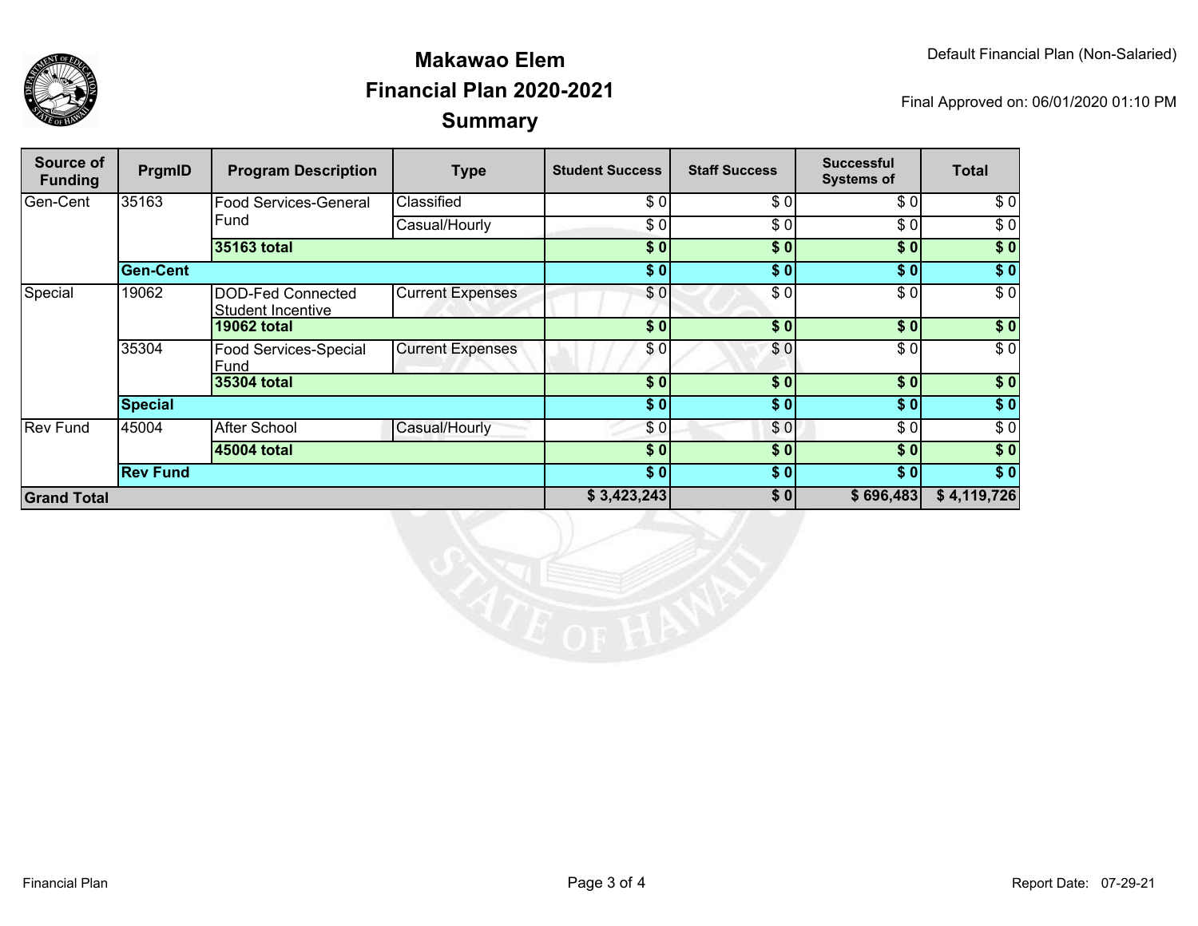# Makawao Elem
## Financial Plan 2020-2021
## Summary

Default Financial Plan (Non-Salaried)

Final Approved on: 06/01/2020 01:10 PM

| Source of Funding | PrgmID | Program Description | Type | Student Success | Staff Success | Successful Systems of | Total |
|---|---|---|---|---|---|---|---|
| Gen-Cent | 35163 | Food Services-General Fund | Classified | $ 0 | $ 0 | $ 0 | $ 0 |
| | | | Casual/Hourly | $ 0 | $ 0 | $ 0 | $ 0 |
| | | **35163 total** | | **$ 0** | **$ 0** | **$ 0** | **$ 0** |
| | **Gen-Cent** | | | **$ 0** | **$ 0** | **$ 0** | **$ 0** |
| Special | 19062 | DOD-Fed Connected Student Incentive | Current Expenses | $ 0 | $ 0 | $ 0 | $ 0 |
| | | **19062 total** | | **$ 0** | **$ 0** | **$ 0** | **$ 0** |
| | 35304 | Food Services-Special Fund | Current Expenses | $ 0 | $ 0 | $ 0 | $ 0 |
| | | **35304 total** | | **$ 0** | **$ 0** | **$ 0** | **$ 0** |
| | **Special** | | | **$ 0** | **$ 0** | **$ 0** | **$ 0** |
| Rev Fund | 45004 | After School | Casual/Hourly | $ 0 | $ 0 | $ 0 | $ 0 |
| | | **45004 total** | | **$ 0** | **$ 0** | **$ 0** | **$ 0** |
| | **Rev Fund** | | | **$ 0** | **$ 0** | **$ 0** | **$ 0** |
| **Grand Total** | | | | **$ 3,423,243** | **$ 0** | **$ 696,483** | **$ 4,119,726** |

Financial Plan

Report Date: 07-29-21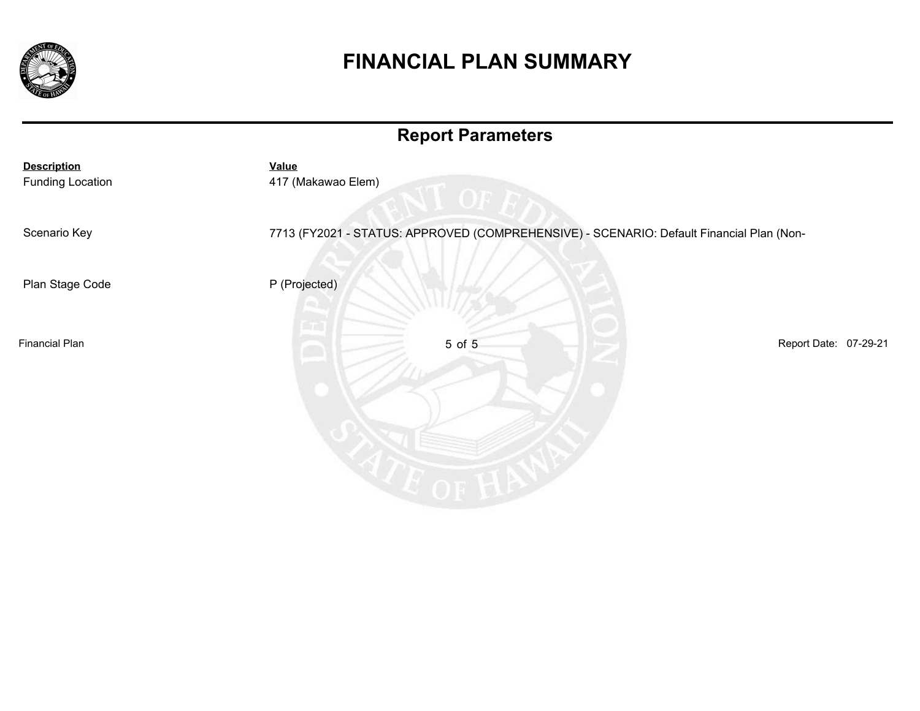# FINANCIAL PLAN SUMMARY

## Report Parameters

| Description | Value |
|---|---|
| Funding Location | 417 (Makawao Elem) |
| Scenario Key | 7713 (FY2021 - STATUS: APPROVED (COMPREHENSIVE) - SCENARIO: Default Financial Plan (Non- |
| Plan Stage Code | P (Projected) |

Financial Plan

Report Date: 07-29-21